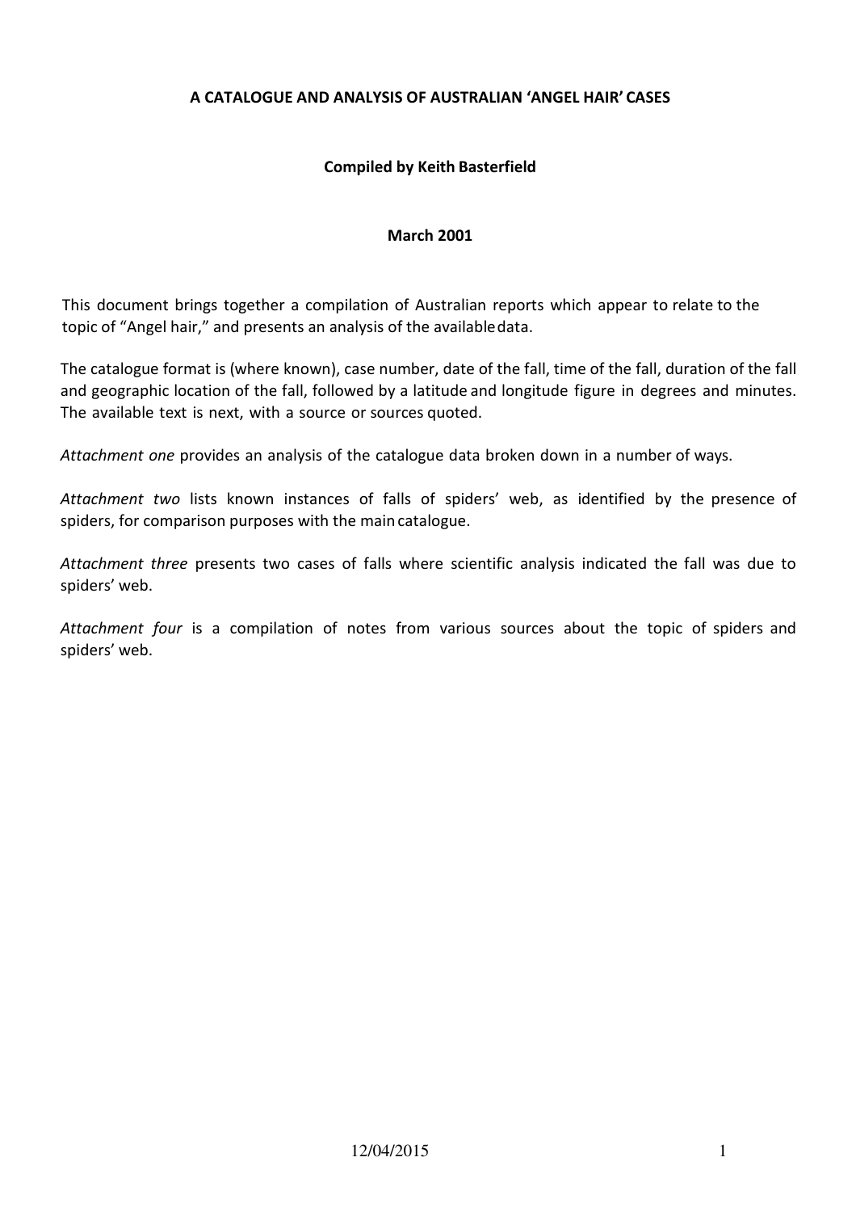# A CATALOGUE AND ANALYSIS OF AUSTRALIAN 'ANGEL HAIR' CASES

**Compiled by Keith Basterfield**

**March 2001**

This document brings together a compilation of Australian reports which appear to relate to the topic of "Angel hair," and presents an analysis of the available data.

The catalogue format is (where known), case number, date of the fall, time of the fall, duration of the fall and geographic location of the fall, followed by a latitude and longitude figure in degrees and minutes. The available text is next, with a source or sources quoted.

*Attachment one* provides an analysis of the catalogue data broken down in a number of ways.

*Attachment two* lists known instances of falls of spiders' web, as identified by the presence of spiders, for comparison purposes with the main catalogue.

*Attachment three* presents two cases of falls where scientific analysis indicated the fall was due to spiders' web.

*Attachment four* is a compilation of notes from various sources about the topic of spiders and spiders' web.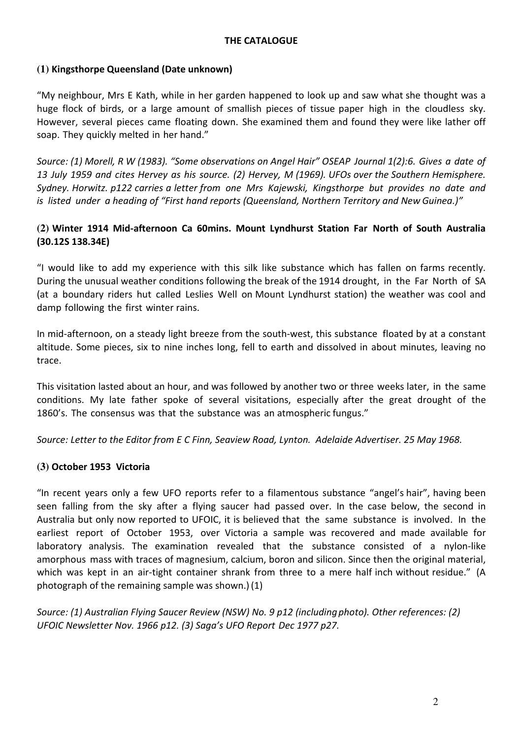**THE CATALOGUE**

### (1) Kingsthorpe Queensland (Date unknown)

"My neighbour, Mrs E Kath, while in her garden happened to look up and saw what she thought was a huge flock of birds, or a large amount of smallish pieces of tissue paper high in the cloudless sky. However, several pieces came floating down. She examined them and found they were like lather off soap. They quickly melted in her hand."

*Source: (1) Morell, R W (1983). "Some observations on Angel Hair" OSEAP Journal 1(2):6. Gives a date of 13 July 1959 and cites Hervey as his source. (2) Hervey, M (1969). UFOs over the Southern Hemisphere. Sydney. Horwitz. p122 carries a letter from one Mrs Kajewski, Kingsthorpe but provides no date and is listed under a heading of "First hand reports (Queensland, Northern Territory and New Guinea.)"*

### (2) Winter 1914 Mid-afternoon Ca 60mins. Mount Lyndhurst Station Far North of South Australia (30.12S 138.34E)

"I would like to add my experience with this silk like substance which has fallen on farms recently. During the unusual weather conditions following the break of the 1914 drought, in the Far North of SA (at a boundary riders hut called Leslies Well on Mount Lyndhurst station) the weather was cool and damp following the first winter rains.

In mid-afternoon, on a steady light breeze from the south-west, this substance floated by at a constant altitude. Some pieces, six to nine inches long, fell to earth and dissolved in about minutes, leaving no trace.

This visitation lasted about an hour, and was followed by another two or three weeks later, in the same conditions. My late father spoke of several visitations, especially after the great drought of the 1860's. The consensus was that the substance was an atmospheric fungus."

*Source: Letter to the Editor from E C Finn, Seaview Road, Lynton. Adelaide Advertiser. 25 May 1968.*

### (3) October 1953 Victoria

"In recent years only a few UFO reports refer to a filamentous substance "angel's hair", having been seen falling from the sky after a flying saucer had passed over. In the case below, the second in Australia but only now reported to UFOIC, it is believed that the same substance is involved. In the earliest report of October 1953, over Victoria a sample was recovered and made available for laboratory analysis. The examination revealed that the substance consisted of a nylon-like amorphous mass with traces of magnesium, calcium, boron and silicon. Since then the original material, which was kept in an air-tight container shrank from three to a mere half inch without residue." (A photograph of the remaining sample was shown.) (1)

*Source: (1) Australian Flying Saucer Review (NSW) No. 9 p12 (including photo). Other references: (2) UFOIC Newsletter Nov. 1966 p12. (3) Saga's UFO Report Dec 1977 p27.*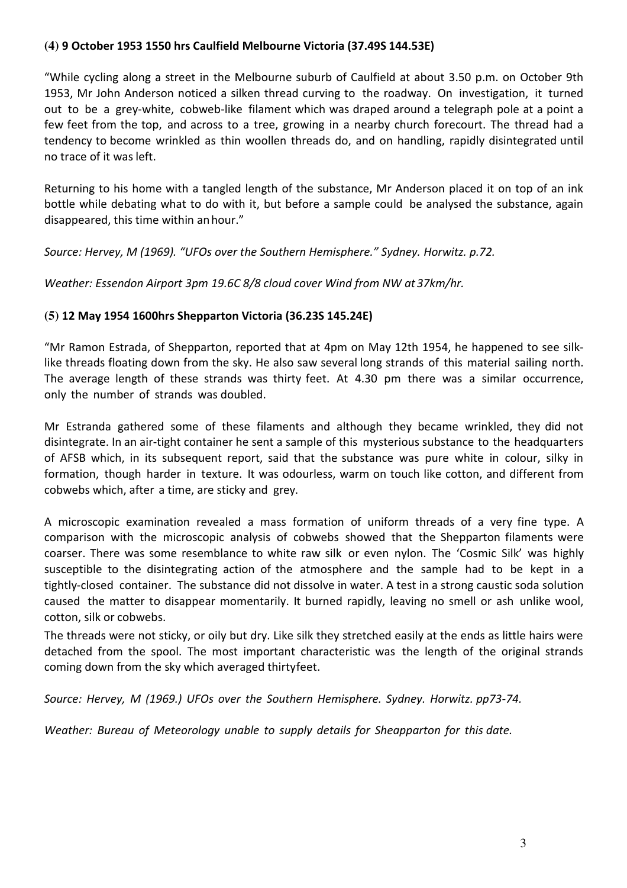### (4) 9 October 1953 1550 hrs Caulfield Melbourne Victoria (37.49S 144.53E)

"While cycling along a street in the Melbourne suburb of Caulfield at about 3.50 p.m. on October 9th 1953, Mr John Anderson noticed a silken thread curving to the roadway. On investigation, it turned out to be a grey-white, cobweb-like filament which was draped around a telegraph pole at a point a few feet from the top, and across to a tree, growing in a nearby church forecourt. The thread had a tendency to become wrinkled as thin woollen threads do, and on handling, rapidly disintegrated until no trace of it was left.

Returning to his home with a tangled length of the substance, Mr Anderson placed it on top of an ink bottle while debating what to do with it, but before a sample could be analysed the substance, again disappeared, this time within an hour."

*Source: Hervey, M (1969). "UFOs over the Southern Hemisphere." Sydney. Horwitz. p.72.*

*Weather: Essendon Airport 3pm 19.6C 8/8 cloud cover Wind from NW at 37km/hr.*

### (5) 12 May 1954 1600hrs Shepparton Victoria (36.23S 145.24E)

"Mr Ramon Estrada, of Shepparton, reported that at 4pm on May 12th 1954, he happened to see silk-like threads floating down from the sky. He also saw several long strands of this material sailing north. The average length of these strands was thirty feet. At 4.30 pm there was a similar occurrence, only the number of strands was doubled.

Mr Estranda gathered some of these filaments and although they became wrinkled, they did not disintegrate. In an air-tight container he sent a sample of this mysterious substance to the headquarters of AFSB which, in its subsequent report, said that the substance was pure white in colour, silky in formation, though harder in texture. It was odourless, warm on touch like cotton, and different from cobwebs which, after a time, are sticky and grey.

A microscopic examination revealed a mass formation of uniform threads of a very fine type. A comparison with the microscopic analysis of cobwebs showed that the Shepparton filaments were coarser. There was some resemblance to white raw silk or even nylon. The 'Cosmic Silk' was highly susceptible to the disintegrating action of the atmosphere and the sample had to be kept in a tightly-closed container. The substance did not dissolve in water. A test in a strong caustic soda solution caused the matter to disappear momentarily. It burned rapidly, leaving no smell or ash unlike wool, cotton, silk or cobwebs.

The threads were not sticky, or oily but dry. Like silk they stretched easily at the ends as little hairs were detached from the spool. The most important characteristic was the length of the original strands coming down from the sky which averaged thirty feet.

*Source: Hervey, M (1969.) UFOs over the Southern Hemisphere. Sydney. Horwitz. pp73-74.*

*Weather: Bureau of Meteorology unable to supply details for Sheapparton for this date.*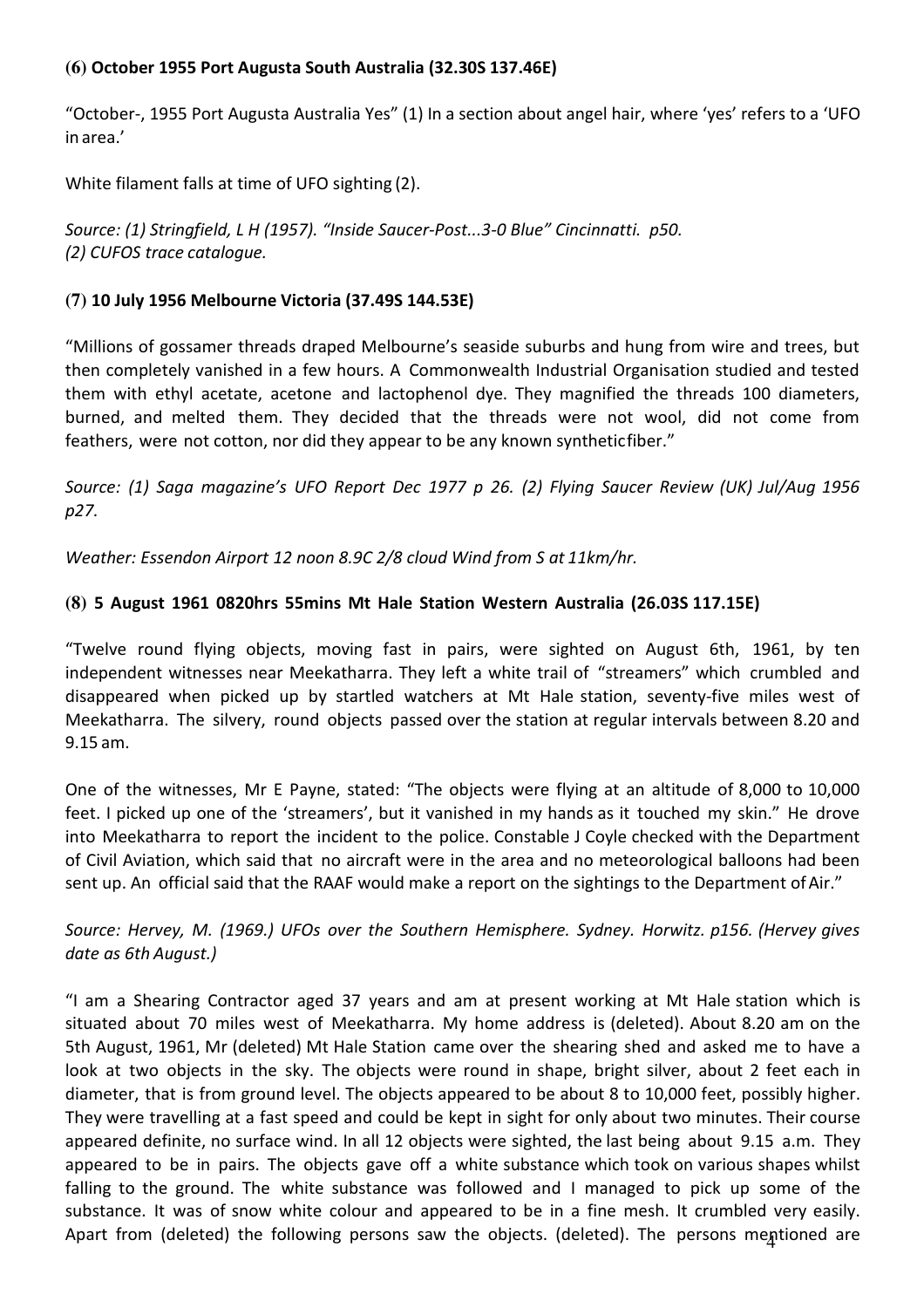### (6) October 1955 Port Augusta South Australia (32.30S 137.46E)

"October-, 1955 Port Augusta Australia Yes" (1) In a section about angel hair, where 'yes' refers to a 'UFO in area.'

White filament falls at time of UFO sighting (2).

*Source: (1) Stringfield, L H (1957). "Inside Saucer-Post...3-0 Blue" Cincinnatti. p50.*
*(2) CUFOS trace catalogue.*

### (7) 10 July 1956 Melbourne Victoria (37.49S 144.53E)

"Millions of gossamer threads draped Melbourne's seaside suburbs and hung from wire and trees, but then completely vanished in a few hours. A Commonwealth Industrial Organisation studied and tested them with ethyl acetate, acetone and lactophenol dye. They magnified the threads 100 diameters, burned, and melted them. They decided that the threads were not wool, did not come from feathers, were not cotton, nor did they appear to be any known syntheticfiber."

*Source: (1) Saga magazine's UFO Report Dec 1977 p 26. (2) Flying Saucer Review (UK) Jul/Aug 1956 p27.*

*Weather: Essendon Airport 12 noon 8.9C 2/8 cloud Wind from S at 11km/hr.*

### (8) 5 August 1961 0820hrs 55mins Mt Hale Station Western Australia (26.03S 117.15E)

"Twelve round flying objects, moving fast in pairs, were sighted on August 6th, 1961, by ten independent witnesses near Meekatharra. They left a white trail of "streamers" which crumbled and disappeared when picked up by startled watchers at Mt Hale station, seventy-five miles west of Meekatharra. The silvery, round objects passed over the station at regular intervals between 8.20 and 9.15 am.

One of the witnesses, Mr E Payne, stated: "The objects were flying at an altitude of 8,000 to 10,000 feet. I picked up one of the 'streamers', but it vanished in my hands as it touched my skin." He drove into Meekatharra to report the incident to the police. Constable J Coyle checked with the Department of Civil Aviation, which said that no aircraft were in the area and no meteorological balloons had been sent up. An official said that the RAAF would make a report on the sightings to the Department of Air."

*Source: Hervey, M. (1969.) UFOs over the Southern Hemisphere. Sydney. Horwitz. p156. (Hervey gives date as 6th August.)*

"I am a Shearing Contractor aged 37 years and am at present working at Mt Hale station which is situated about 70 miles west of Meekatharra. My home address is (deleted). About 8.20 am on the 5th August, 1961, Mr (deleted) Mt Hale Station came over the shearing shed and asked me to have a look at two objects in the sky. The objects were round in shape, bright silver, about 2 feet each in diameter, that is from ground level. The objects appeared to be about 8 to 10,000 feet, possibly higher. They were travelling at a fast speed and could be kept in sight for only about two minutes. Their course appeared definite, no surface wind. In all 12 objects were sighted, the last being about 9.15 a.m. They appeared to be in pairs. The objects gave off a white substance which took on various shapes whilst falling to the ground. The white substance was followed and I managed to pick up some of the substance. It was of snow white colour and appeared to be in a fine mesh. It crumbled very easily. Apart from (deleted) the following persons saw the objects. (deleted). The persons mentioned are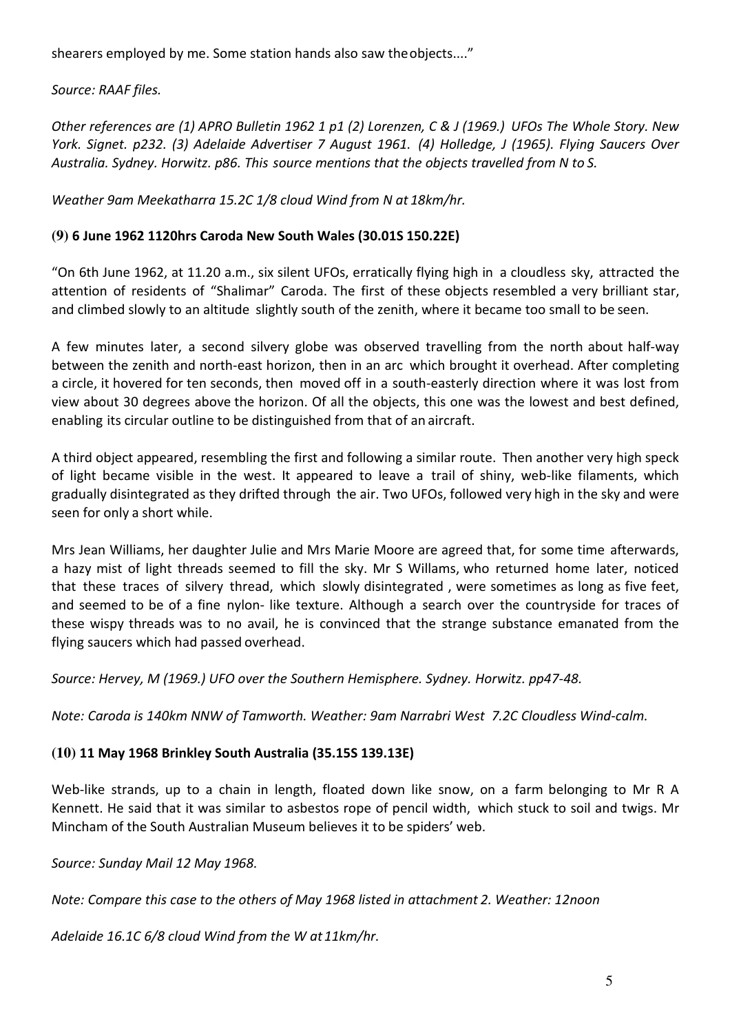shearers employed by me. Some station hands also saw the objects...."

*Source: RAAF files.*

*Other references are (1) APRO Bulletin 1962 1 p1 (2) Lorenzen, C & J (1969.) UFOs The Whole Story. New York. Signet. p232. (3) Adelaide Advertiser 7 August 1961. (4) Holledge, J (1965). Flying Saucers Over Australia. Sydney. Horwitz. p86. This source mentions that the objects travelled from N to S.*

*Weather 9am Meekatharra 15.2C 1/8 cloud Wind from N at 18km/hr.*

### (9) 6 June 1962 1120hrs Caroda New South Wales (30.01S 150.22E)

"On 6th June 1962, at 11.20 a.m., six silent UFOs, erratically flying high in a cloudless sky, attracted the attention of residents of "Shalimar" Caroda. The first of these objects resembled a very brilliant star, and climbed slowly to an altitude slightly south of the zenith, where it became too small to be seen.

A few minutes later, a second silvery globe was observed travelling from the north about half-way between the zenith and north-east horizon, then in an arc which brought it overhead. After completing a circle, it hovered for ten seconds, then moved off in a south-easterly direction where it was lost from view about 30 degrees above the horizon. Of all the objects, this one was the lowest and best defined, enabling its circular outline to be distinguished from that of an aircraft.

A third object appeared, resembling the first and following a similar route. Then another very high speck of light became visible in the west. It appeared to leave a trail of shiny, web-like filaments, which gradually disintegrated as they drifted through the air. Two UFOs, followed very high in the sky and were seen for only a short while.

Mrs Jean Williams, her daughter Julie and Mrs Marie Moore are agreed that, for some time afterwards, a hazy mist of light threads seemed to fill the sky. Mr S Willams, who returned home later, noticed that these traces of silvery thread, which slowly disintegrated , were sometimes as long as five feet, and seemed to be of a fine nylon- like texture. Although a search over the countryside for traces of these wispy threads was to no avail, he is convinced that the strange substance emanated from the flying saucers which had passed overhead.

*Source: Hervey, M (1969.) UFO over the Southern Hemisphere. Sydney. Horwitz. pp47-48.*

*Note: Caroda is 140km NNW of Tamworth. Weather: 9am Narrabri West 7.2C Cloudless Wind-calm.*

### (10) 11 May 1968 Brinkley South Australia (35.15S 139.13E)

Web-like strands, up to a chain in length, floated down like snow, on a farm belonging to Mr R A Kennett. He said that it was similar to asbestos rope of pencil width, which stuck to soil and twigs. Mr Mincham of the South Australian Museum believes it to be spiders' web.

*Source: Sunday Mail 12 May 1968.*

*Note: Compare this case to the others of May 1968 listed in attachment 2. Weather: 12noon*

*Adelaide 16.1C 6/8 cloud Wind from the W at 11km/hr.*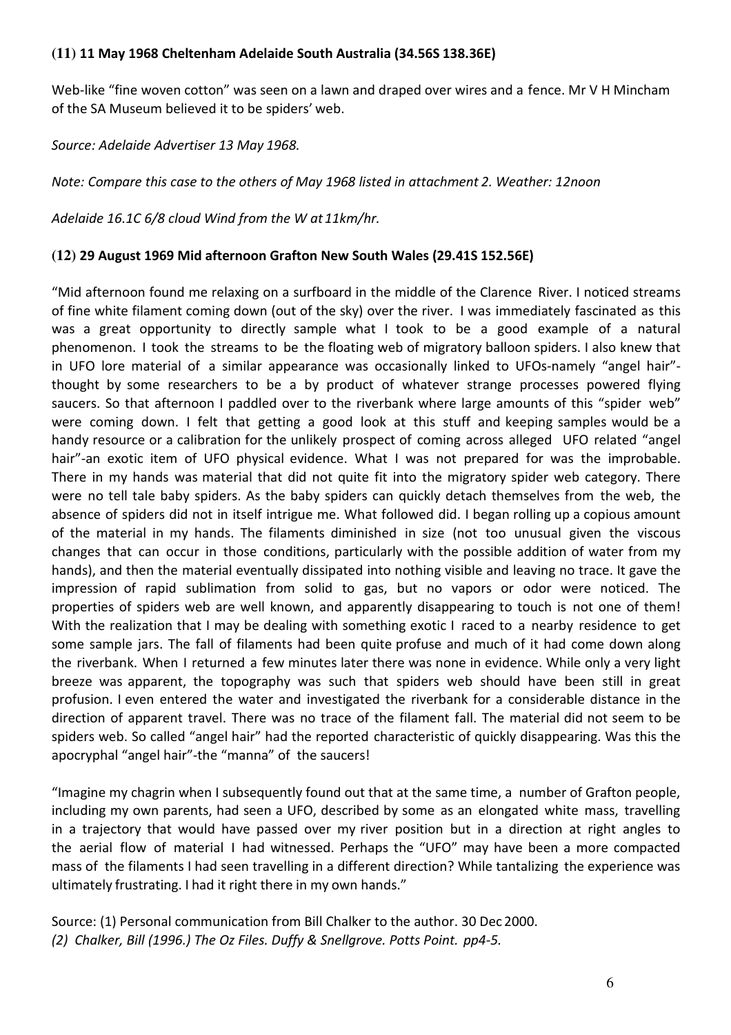### (11) 11 May 1968 Cheltenham Adelaide South Australia (34.56S 138.36E)

Web-like "fine woven cotton" was seen on a lawn and draped over wires and a fence. Mr V H Mincham of the SA Museum believed it to be spiders' web.

*Source: Adelaide Advertiser 13 May 1968.*

*Note: Compare this case to the others of May 1968 listed in attachment 2. Weather: 12noon*

*Adelaide 16.1C 6/8 cloud Wind from the W at 11km/hr.*

### (12) 29 August 1969 Mid afternoon Grafton New South Wales (29.41S 152.56E)

"Mid afternoon found me relaxing on a surfboard in the middle of the Clarence River. I noticed streams of fine white filament coming down (out of the sky) over the river. I was immediately fascinated as this was a great opportunity to directly sample what I took to be a good example of a natural phenomenon. I took the streams to be the floating web of migratory balloon spiders. I also knew that in UFO lore material of a similar appearance was occasionally linked to UFOs-namely "angel hair"-thought by some researchers to be a by product of whatever strange processes powered flying saucers. So that afternoon I paddled over to the riverbank where large amounts of this "spider web" were coming down. I felt that getting a good look at this stuff and keeping samples would be a handy resource or a calibration for the unlikely prospect of coming across alleged UFO related "angel hair"-an exotic item of UFO physical evidence. What I was not prepared for was the improbable. There in my hands was material that did not quite fit into the migratory spider web category. There were no tell tale baby spiders. As the baby spiders can quickly detach themselves from the web, the absence of spiders did not in itself intrigue me. What followed did. I began rolling up a copious amount of the material in my hands. The filaments diminished in size (not too unusual given the viscous changes that can occur in those conditions, particularly with the possible addition of water from my hands), and then the material eventually dissipated into nothing visible and leaving no trace. It gave the impression of rapid sublimation from solid to gas, but no vapors or odor were noticed. The properties of spiders web are well known, and apparently disappearing to touch is not one of them! With the realization that I may be dealing with something exotic I raced to a nearby residence to get some sample jars. The fall of filaments had been quite profuse and much of it had come down along the riverbank. When I returned a few minutes later there was none in evidence. While only a very light breeze was apparent, the topography was such that spiders web should have been still in great profusion. I even entered the water and investigated the riverbank for a considerable distance in the direction of apparent travel. There was no trace of the filament fall. The material did not seem to be spiders web. So called "angel hair" had the reported characteristic of quickly disappearing. Was this the apocryphal "angel hair"-the "manna" of the saucers!

"Imagine my chagrin when I subsequently found out that at the same time, a number of Grafton people, including my own parents, had seen a UFO, described by some as an elongated white mass, travelling in a trajectory that would have passed over my river position but in a direction at right angles to the aerial flow of material I had witnessed. Perhaps the "UFO" may have been a more compacted mass of the filaments I had seen travelling in a different direction? While tantalizing the experience was ultimately frustrating. I had it right there in my own hands."

Source: (1) Personal communication from Bill Chalker to the author. 30 Dec 2000.
*(2) Chalker, Bill (1996.) The Oz Files. Duffy & Snellgrove. Potts Point. pp4-5.*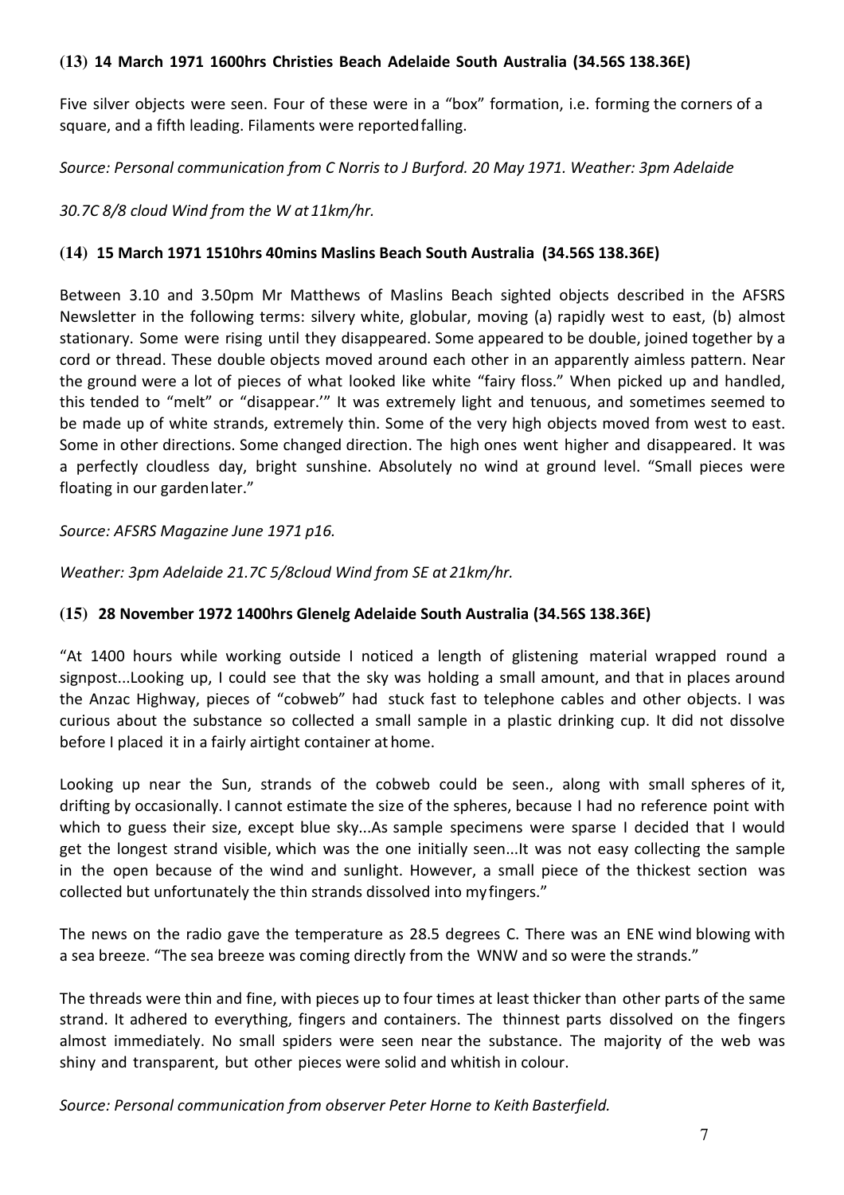**(13) 14 March 1971 1600hrs Christies Beach Adelaide South Australia (34.56S 138.36E)**

Five silver objects were seen. Four of these were in a "box" formation, i.e. forming the corners of a square, and a fifth leading. Filaments were reported falling.

*Source: Personal communication from C Norris to J Burford. 20 May 1971. Weather: 3pm Adelaide*

*30.7C 8/8 cloud Wind from the W at 11km/hr.*

**(14) 15 March 1971 1510hrs 40mins Maslins Beach South Australia (34.56S 138.36E)**

Between 3.10 and 3.50pm Mr Matthews of Maslins Beach sighted objects described in the AFSRS Newsletter in the following terms: silvery white, globular, moving (a) rapidly west to east, (b) almost stationary. Some were rising until they disappeared. Some appeared to be double, joined together by a cord or thread. These double objects moved around each other in an apparently aimless pattern. Near the ground were a lot of pieces of what looked like white "fairy floss." When picked up and handled, this tended to "melt" or "disappear.'" It was extremely light and tenuous, and sometimes seemed to be made up of white strands, extremely thin. Some of the very high objects moved from west to east. Some in other directions. Some changed direction. The high ones went higher and disappeared. It was a perfectly cloudless day, bright sunshine. Absolutely no wind at ground level. "Small pieces were floating in our garden later."

*Source: AFSRS Magazine June 1971 p16.*

*Weather: 3pm Adelaide 21.7C 5/8cloud Wind from SE at 21km/hr.*

**(15) 28 November 1972 1400hrs Glenelg Adelaide South Australia (34.56S 138.36E)**

"At 1400 hours while working outside I noticed a length of glistening material wrapped round a signpost...Looking up, I could see that the sky was holding a small amount, and that in places around the Anzac Highway, pieces of "cobweb" had stuck fast to telephone cables and other objects. I was curious about the substance so collected a small sample in a plastic drinking cup. It did not dissolve before I placed it in a fairly airtight container at home.

Looking up near the Sun, strands of the cobweb could be seen., along with small spheres of it, drifting by occasionally. I cannot estimate the size of the spheres, because I had no reference point with which to guess their size, except blue sky...As sample specimens were sparse I decided that I would get the longest strand visible, which was the one initially seen...It was not easy collecting the sample in the open because of the wind and sunlight. However, a small piece of the thickest section was collected but unfortunately the thin strands dissolved into my fingers."

The news on the radio gave the temperature as 28.5 degrees C. There was an ENE wind blowing with a sea breeze. "The sea breeze was coming directly from the WNW and so were the strands."

The threads were thin and fine, with pieces up to four times at least thicker than other parts of the same strand. It adhered to everything, fingers and containers. The thinnest parts dissolved on the fingers almost immediately. No small spiders were seen near the substance. The majority of the web was shiny and transparent, but other pieces were solid and whitish in colour.

*Source: Personal communication from observer Peter Horne to Keith Basterfield.*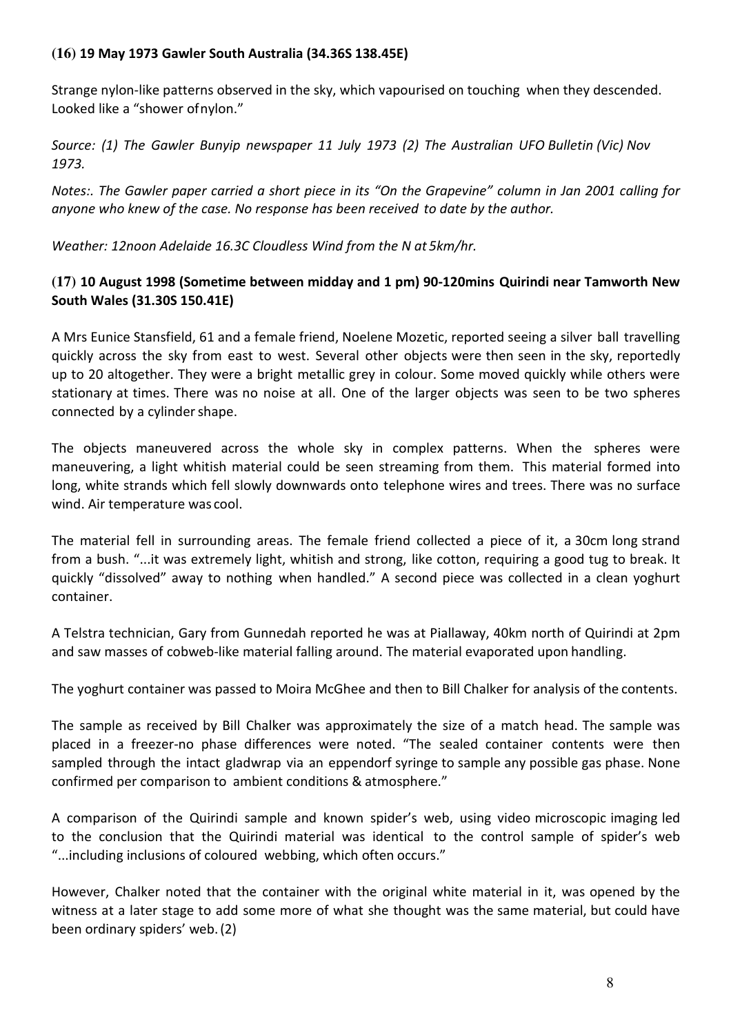**(16) 19 May 1973 Gawler South Australia (34.36S 138.45E)**

Strange nylon-like patterns observed in the sky, which vapourised on touching when they descended. Looked like a "shower of nylon."

*Source: (1) The Gawler Bunyip newspaper 11 July 1973 (2) The Australian UFO Bulletin (Vic) Nov 1973.*

*Notes:. The Gawler paper carried a short piece in its "On the Grapevine" column in Jan 2001 calling for anyone who knew of the case. No response has been received to date by the author.*

*Weather: 12noon Adelaide 16.3C Cloudless Wind from the N at 5km/hr.*

**(17) 10 August 1998 (Sometime between midday and 1 pm) 90-120mins Quirindi near Tamworth New South Wales (31.30S 150.41E)**

A Mrs Eunice Stansfield, 61 and a female friend, Noelene Mozetic, reported seeing a silver ball travelling quickly across the sky from east to west. Several other objects were then seen in the sky, reportedly up to 20 altogether. They were a bright metallic grey in colour. Some moved quickly while others were stationary at times. There was no noise at all. One of the larger objects was seen to be two spheres connected by a cylinder shape.

The objects maneuvered across the whole sky in complex patterns. When the spheres were maneuvering, a light whitish material could be seen streaming from them. This material formed into long, white strands which fell slowly downwards onto telephone wires and trees. There was no surface wind. Air temperature was cool.

The material fell in surrounding areas. The female friend collected a piece of it, a 30cm long strand from a bush. "...it was extremely light, whitish and strong, like cotton, requiring a good tug to break. It quickly "dissolved" away to nothing when handled." A second piece was collected in a clean yoghurt container.

A Telstra technician, Gary from Gunnedah reported he was at Piallaway, 40km north of Quirindi at 2pm and saw masses of cobweb-like material falling around. The material evaporated upon handling.

The yoghurt container was passed to Moira McGhee and then to Bill Chalker for analysis of the contents.

The sample as received by Bill Chalker was approximately the size of a match head. The sample was placed in a freezer-no phase differences were noted. "The sealed container contents were then sampled through the intact gladwrap via an eppendorf syringe to sample any possible gas phase. None confirmed per comparison to ambient conditions & atmosphere."

A comparison of the Quirindi sample and known spider's web, using video microscopic imaging led to the conclusion that the Quirindi material was identical to the control sample of spider's web "...including inclusions of coloured webbing, which often occurs."

However, Chalker noted that the container with the original white material in it, was opened by the witness at a later stage to add some more of what she thought was the same material, but could have been ordinary spiders' web. (2)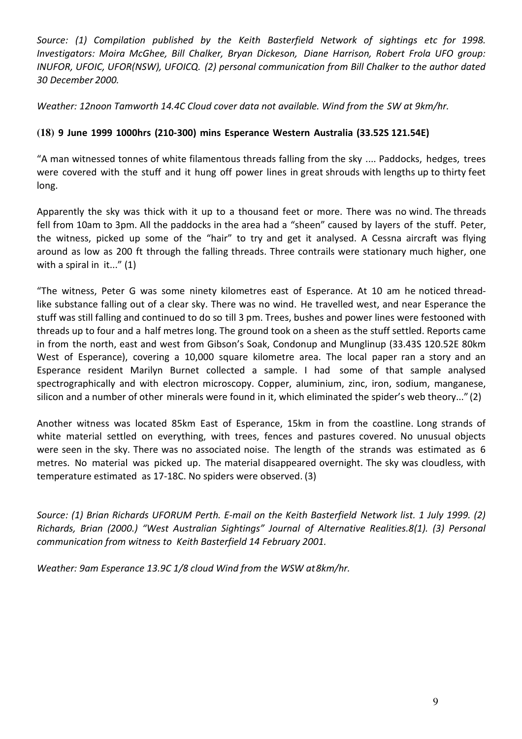*Source: (1) Compilation published by the Keith Basterfield Network of sightings etc for 1998. Investigators: Moira McGhee, Bill Chalker, Bryan Dickeson, Diane Harrison, Robert Frola UFO group: INUFOR, UFOIC, UFOR(NSW), UFOICQ. (2) personal communication from Bill Chalker to the author dated 30 December 2000.*

*Weather: 12noon Tamworth 14.4C Cloud cover data not available. Wind from the SW at 9km/hr.*

### (18) 9 June 1999 1000hrs (210-300) mins Esperance Western Australia (33.52S 121.54E)

"A man witnessed tonnes of white filamentous threads falling from the sky .... Paddocks, hedges, trees were covered with the stuff and it hung off power lines in great shrouds with lengths up to thirty feet long.

Apparently the sky was thick with it up to a thousand feet or more. There was no wind. The threads fell from 10am to 3pm. All the paddocks in the area had a "sheen" caused by layers of the stuff. Peter, the witness, picked up some of the "hair" to try and get it analysed. A Cessna aircraft was flying around as low as 200 ft through the falling threads. Three contrails were stationary much higher, one with a spiral in it..." (1)

"The witness, Peter G was some ninety kilometres east of Esperance. At 10 am he noticed thread-like substance falling out of a clear sky. There was no wind. He travelled west, and near Esperance the stuff was still falling and continued to do so till 3 pm. Trees, bushes and power lines were festooned with threads up to four and a half metres long. The ground took on a sheen as the stuff settled. Reports came in from the north, east and west from Gibson's Soak, Condonup and Munglinup (33.43S 120.52E 80km West of Esperance), covering a 10,000 square kilometre area. The local paper ran a story and an Esperance resident Marilyn Burnet collected a sample. I had some of that sample analysed spectrographically and with electron microscopy. Copper, aluminium, zinc, iron, sodium, manganese, silicon and a number of other minerals were found in it, which eliminated the spider's web theory..." (2)

Another witness was located 85km East of Esperance, 15km in from the coastline. Long strands of white material settled on everything, with trees, fences and pastures covered. No unusual objects were seen in the sky. There was no associated noise. The length of the strands was estimated as 6 metres. No material was picked up. The material disappeared overnight. The sky was cloudless, with temperature estimated as 17-18C. No spiders were observed. (3)

*Source: (1) Brian Richards UFORUM Perth. E-mail on the Keith Basterfield Network list. 1 July 1999. (2) Richards, Brian (2000.) "West Australian Sightings" Journal of Alternative Realities.8(1). (3) Personal communication from witness to Keith Basterfield 14 February 2001.*

*Weather: 9am Esperance 13.9C 1/8 cloud Wind from the WSW at 8km/hr.*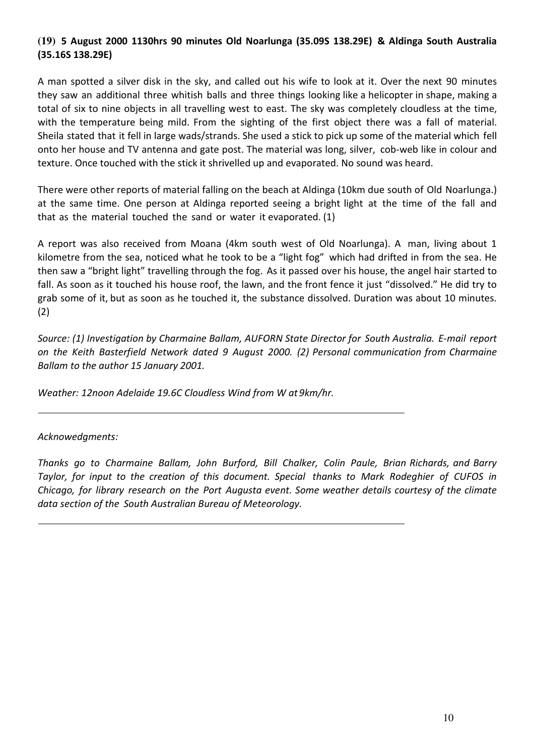**(19) 5 August 2000 1130hrs 90 minutes Old Noarlunga (35.09S 138.29E) & Aldinga South Australia (35.16S 138.29E)**

A man spotted a silver disk in the sky, and called out his wife to look at it. Over the next 90 minutes they saw an additional three whitish balls and three things looking like a helicopter in shape, making a total of six to nine objects in all travelling west to east. The sky was completely cloudless at the time, with the temperature being mild. From the sighting of the first object there was a fall of material. Sheila stated that it fell in large wads/strands. She used a stick to pick up some of the material which fell onto her house and TV antenna and gate post. The material was long, silver, cob-web like in colour and texture. Once touched with the stick it shrivelled up and evaporated. No sound was heard.

There were other reports of material falling on the beach at Aldinga (10km due south of Old Noarlunga.) at the same time. One person at Aldinga reported seeing a bright light at the time of the fall and that as the material touched the sand or water it evaporated. (1)

A report was also received from Moana (4km south west of Old Noarlunga). A man, living about 1 kilometre from the sea, noticed what he took to be a "light fog" which had drifted in from the sea. He then saw a "bright light" travelling through the fog. As it passed over his house, the angel hair started to fall. As soon as it touched his house roof, the lawn, and the front fence it just "dissolved." He did try to grab some of it, but as soon as he touched it, the substance dissolved. Duration was about 10 minutes. (2)

*Source: (1) Investigation by Charmaine Ballam, AUFORN State Director for South Australia. E-mail report on the Keith Basterfield Network dated 9 August 2000. (2) Personal communication from Charmaine Ballam to the author 15 January 2001.*

*Weather: 12noon Adelaide 19.6C Cloudless Wind from W at 9km/hr.*

---

*Acknowedgments:*

*Thanks go to Charmaine Ballam, John Burford, Bill Chalker, Colin Paule, Brian Richards, and Barry Taylor, for input to the creation of this document. Special thanks to Mark Rodeghier of CUFOS in Chicago, for library research on the Port Augusta event. Some weather details courtesy of the climate data section of the South Australian Bureau of Meteorology.*

---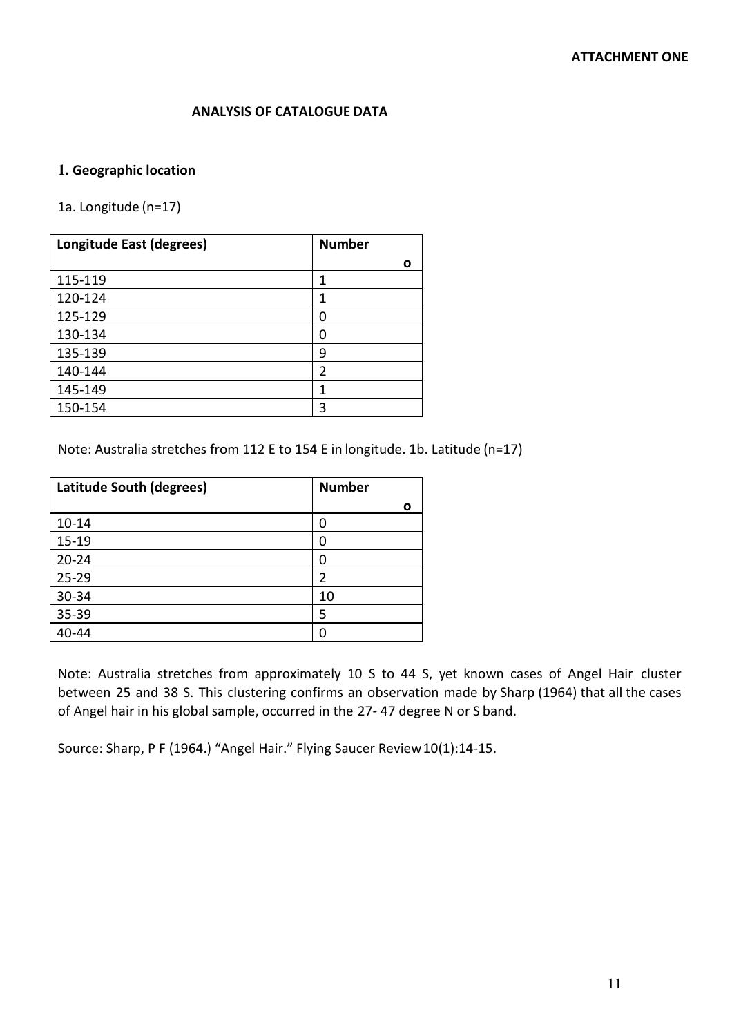**ATTACHMENT ONE**

## ANALYSIS OF CATALOGUE DATA

### 1. Geographic location

1a. Longitude (n=17)

| Longitude East (degrees) | Number o |
|---|---|
| 115-119 | 1 |
| 120-124 | 1 |
| 125-129 | 0 |
| 130-134 | 0 |
| 135-139 | 9 |
| 140-144 | 2 |
| 145-149 | 1 |
| 150-154 | 3 |

Note: Australia stretches from 112 E to 154 E in longitude. 1b. Latitude (n=17)

| Latitude South (degrees) | Number o |
|---|---|
| 10-14 | 0 |
| 15-19 | 0 |
| 20-24 | 0 |
| 25-29 | 2 |
| 30-34 | 10 |
| 35-39 | 5 |
| 40-44 | 0 |

Note: Australia stretches from approximately 10 S to 44 S, yet known cases of Angel Hair cluster between 25 and 38 S. This clustering confirms an observation made by Sharp (1964) that all the cases of Angel hair in his global sample, occurred in the 27- 47 degree N or S band.

Source: Sharp, P F (1964.) "Angel Hair." Flying Saucer Review 10(1):14-15.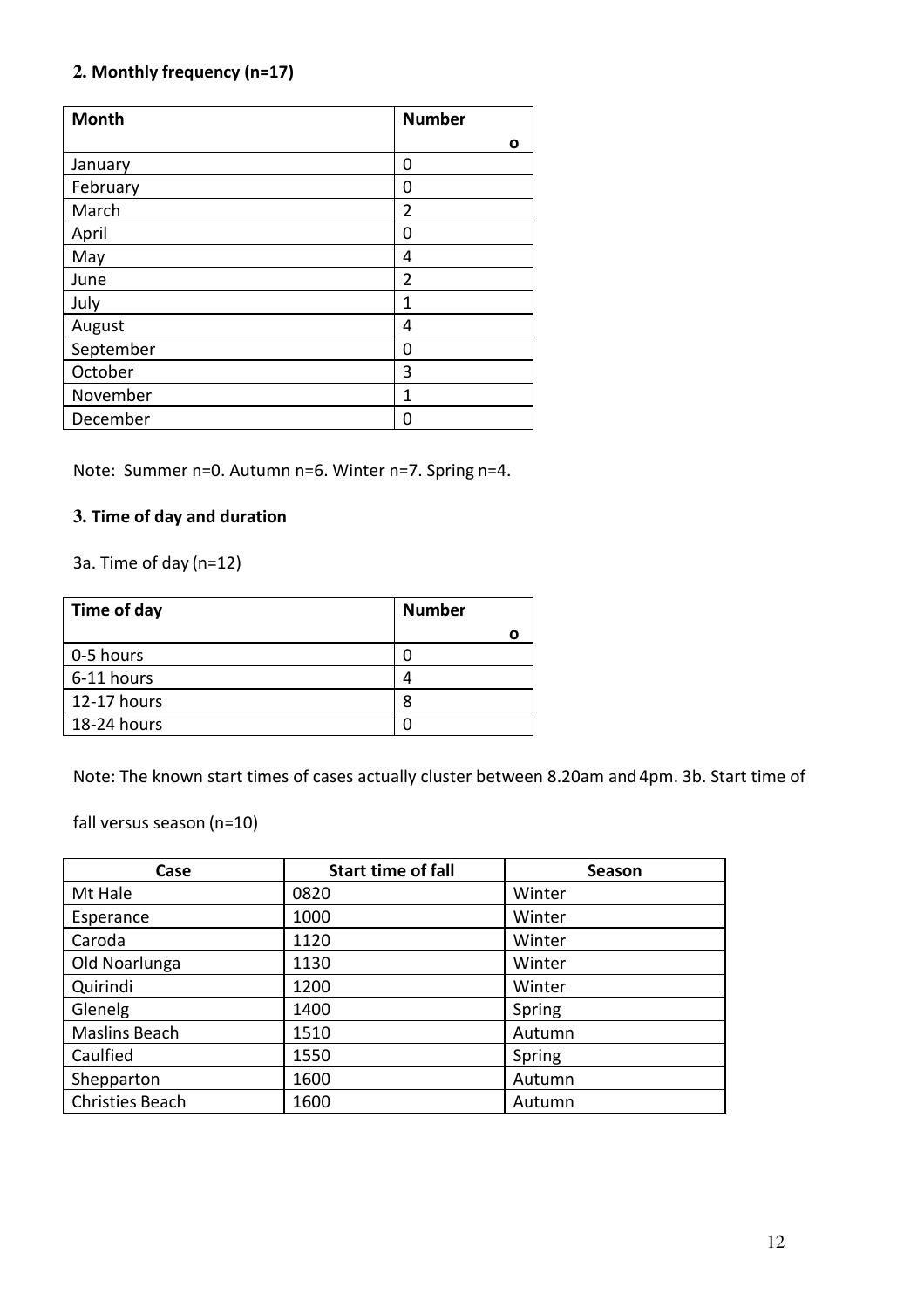## 2. Monthly frequency (n=17)

| Month | Number o |
|---|---|
| January | 0 |
| February | 0 |
| March | 2 |
| April | 0 |
| May | 4 |
| June | 2 |
| July | 1 |
| August | 4 |
| September | 0 |
| October | 3 |
| November | 1 |
| December | 0 |

Note: Summer n=0. Autumn n=6. Winter n=7. Spring n=4.

## 3. Time of day and duration

3a. Time of day (n=12)

| Time of day | Number o |
|---|---|
| 0-5 hours | 0 |
| 6-11 hours | 4 |
| 12-17 hours | 8 |
| 18-24 hours | 0 |

Note: The known start times of cases actually cluster between 8.20am and 4pm. 3b. Start time of fall versus season (n=10)

| Case | Start time of fall | Season |
|---|---|---|
| Mt Hale | 0820 | Winter |
| Esperance | 1000 | Winter |
| Caroda | 1120 | Winter |
| Old Noarlunga | 1130 | Winter |
| Quirindi | 1200 | Winter |
| Glenelg | 1400 | Spring |
| Maslins Beach | 1510 | Autumn |
| Caulfied | 1550 | Spring |
| Shepparton | 1600 | Autumn |
| Christies Beach | 1600 | Autumn |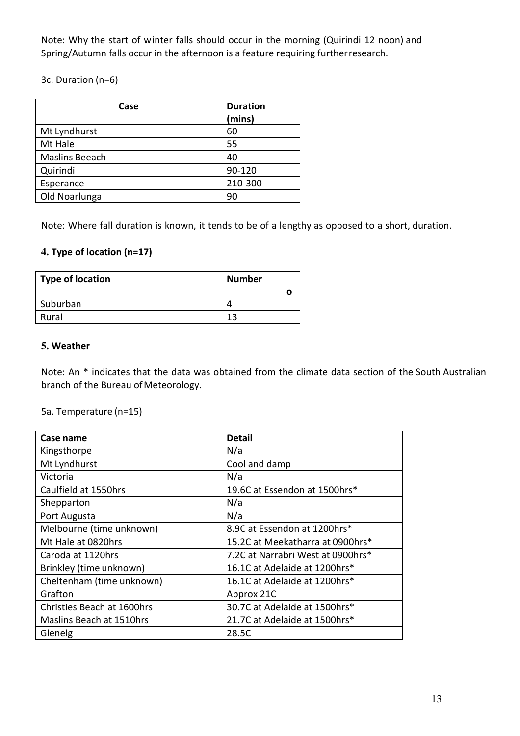Note: Why the start of winter falls should occur in the morning (Quirindi 12 noon) and Spring/Autumn falls occur in the afternoon is a feature requiring further research.

3c. Duration (n=6)

| Case | Duration (mins) |
|---|---|
| Mt Lyndhurst | 60 |
| Mt Hale | 55 |
| Maslins Beeach | 40 |
| Quirindi | 90-120 |
| Esperance | 210-300 |
| Old Noarlunga | 90 |

Note: Where fall duration is known, it tends to be of a lengthy as opposed to a short, duration.

### 4. Type of location (n=17)

| Type of location | Number o |
|---|---|
| Suburban | 4 |
| Rural | 13 |

### 5. Weather

Note: An * indicates that the data was obtained from the climate data section of the South Australian branch of the Bureau of Meteorology.

5a. Temperature (n=15)

| Case name | Detail |
|---|---|
| Kingsthorpe | N/a |
| Mt Lyndhurst | Cool and damp |
| Victoria | N/a |
| Caulfield at 1550hrs | 19.6C at Essendon at 1500hrs* |
| Shepparton | N/a |
| Port Augusta | N/a |
| Melbourne (time unknown) | 8.9C at Essendon at 1200hrs* |
| Mt Hale at 0820hrs | 15.2C at Meekatharra at 0900hrs* |
| Caroda at 1120hrs | 7.2C at Narrabri West at 0900hrs* |
| Brinkley (time unknown) | 16.1C at Adelaide at 1200hrs* |
| Cheltenham (time unknown) | 16.1C at Adelaide at 1200hrs* |
| Grafton | Approx 21C |
| Christies Beach at 1600hrs | 30.7C at Adelaide at 1500hrs* |
| Maslins Beach at 1510hrs | 21.7C at Adelaide at 1500hrs* |
| Glenelg | 28.5C |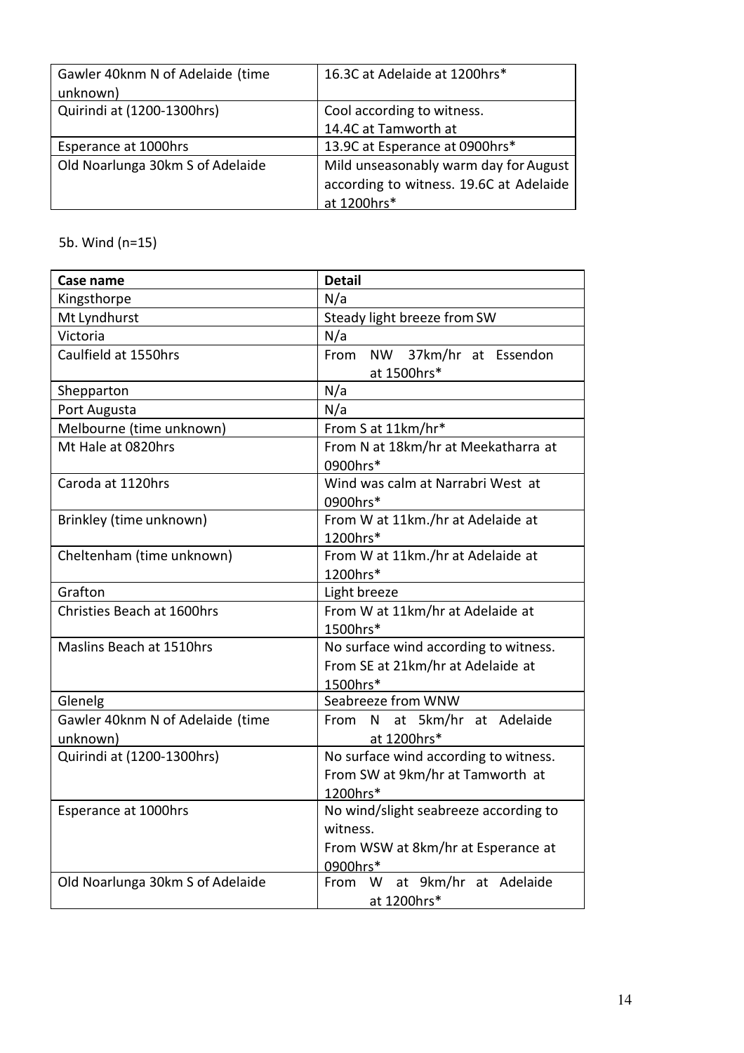| | |
|---|---|
| Gawler 40knm N of Adelaide (time unknown) | 16.3C at Adelaide at 1200hrs* |
| Quirindi at (1200-1300hrs) | Cool according to witness. 14.4C at Tamworth at |
| Esperance at 1000hrs | 13.9C at Esperance at 0900hrs* |
| Old Noarlunga 30km S of Adelaide | Mild unseasonably warm day for August according to witness. 19.6C at Adelaide at 1200hrs* |

5b. Wind (n=15)

| Case name | Detail |
|---|---|
| Kingsthorpe | N/a |
| Mt Lyndhurst | Steady light breeze from SW |
| Victoria | N/a |
| Caulfield at 1550hrs | From NW 37km/hr at Essendon at 1500hrs* |
| Shepparton | N/a |
| Port Augusta | N/a |
| Melbourne (time unknown) | From S at 11km/hr* |
| Mt Hale at 0820hrs | From N at 18km/hr at Meekatharra at 0900hrs* |
| Caroda at 1120hrs | Wind was calm at Narrabri West at 0900hrs* |
| Brinkley (time unknown) | From W at 11km./hr at Adelaide at 1200hrs* |
| Cheltenham (time unknown) | From W at 11km./hr at Adelaide at 1200hrs* |
| Grafton | Light breeze |
| Christies Beach at 1600hrs | From W at 11km/hr at Adelaide at 1500hrs* |
| Maslins Beach at 1510hrs | No surface wind according to witness. From SE at 21km/hr at Adelaide at 1500hrs* |
| Glenelg | Seabreeze from WNW |
| Gawler 40knm N of Adelaide (time unknown) | From N at 5km/hr at Adelaide at 1200hrs* |
| Quirindi at (1200-1300hrs) | No surface wind according to witness. From SW at 9km/hr at Tamworth at 1200hrs* |
| Esperance at 1000hrs | No wind/slight seabreeze according to witness. From WSW at 8km/hr at Esperance at 0900hrs* |
| Old Noarlunga 30km S of Adelaide | From W at 9km/hr at Adelaide at 1200hrs* |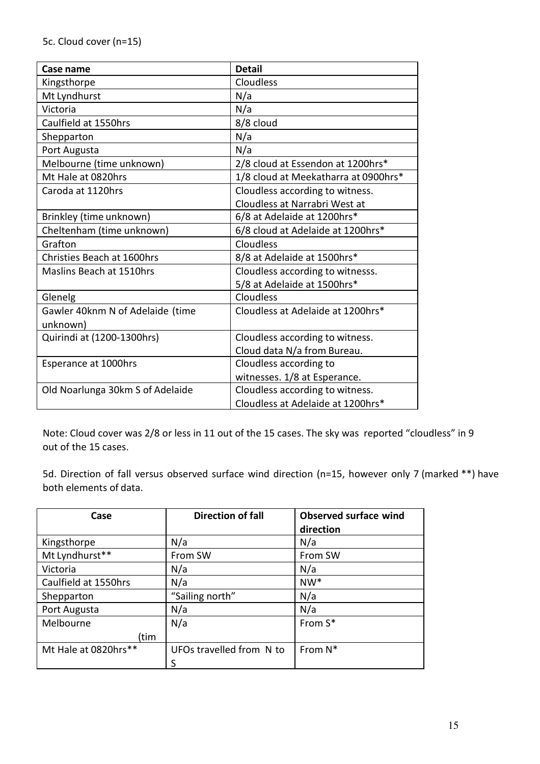5c. Cloud cover (n=15)

| Case name | Detail |
|---|---|
| Kingsthorpe | Cloudless |
| Mt Lyndhurst | N/a |
| Victoria | N/a |
| Caulfield at 1550hrs | 8/8 cloud |
| Shepparton | N/a |
| Port Augusta | N/a |
| Melbourne (time unknown) | 2/8 cloud at Essendon at 1200hrs* |
| Mt Hale at 0820hrs | 1/8 cloud at Meekatharra at 0900hrs* |
| Caroda at 1120hrs | Cloudless according to witness. Cloudless at Narrabri West at |
| Brinkley (time unknown) | 6/8 at Adelaide at 1200hrs* |
| Cheltenham (time unknown) | 6/8 cloud at Adelaide at 1200hrs* |
| Grafton | Cloudless |
| Christies Beach at 1600hrs | 8/8 at Adelaide at 1500hrs* |
| Maslins Beach at 1510hrs | Cloudless according to witnesss. 5/8 at Adelaide at 1500hrs* |
| Glenelg | Cloudless |
| Gawler 40knm N of Adelaide (time unknown) | Cloudless at Adelaide at 1200hrs* |
| Quirindi at (1200-1300hrs) | Cloudless according to witness. Cloud data N/a from Bureau. |
| Esperance at 1000hrs | Cloudless according to witnesses. 1/8 at Esperance. |
| Old Noarlunga 30km S of Adelaide | Cloudless according to witness. Cloudless at Adelaide at 1200hrs* |

Note: Cloud cover was 2/8 or less in 11 out of the 15 cases. The sky was reported "cloudless" in 9 out of the 15 cases.

5d. Direction of fall versus observed surface wind direction (n=15, however only 7 (marked **) have both elements of data.

| Case | Direction of fall | Observed surface wind direction |
|---|---|---|
| Kingsthorpe | N/a | N/a |
| Mt Lyndhurst** | From SW | From SW |
| Victoria | N/a | N/a |
| Caulfield at 1550hrs | N/a | NW* |
| Shepparton | "Sailing north" | N/a |
| Port Augusta | N/a | N/a |
| Melbourne (tim | N/a | From S* |
| Mt Hale at 0820hrs** | UFOs travelled from N to S | From N* |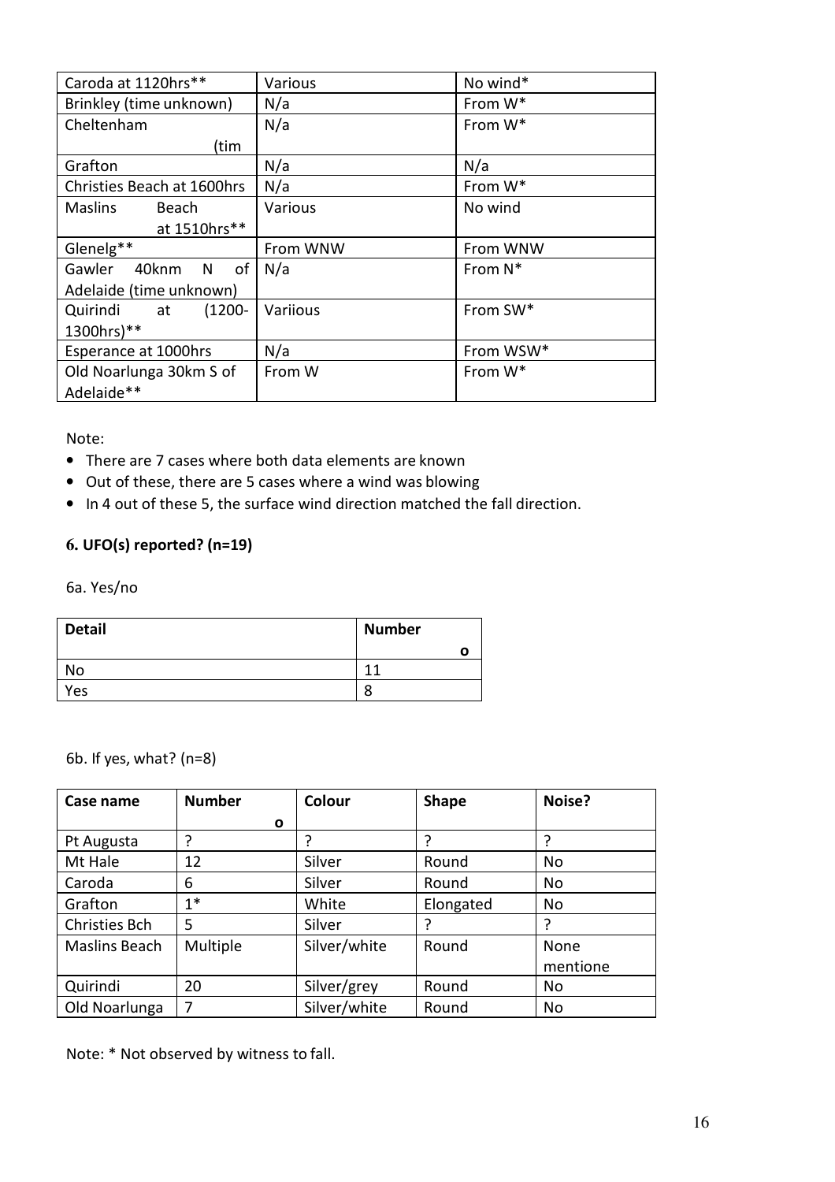| Caroda at 1120hrs** | Various | No wind* |
|---|---|---|
| Brinkley (time unknown) | N/a | From W* |
| Cheltenham (tim | N/a | From W* |
| Grafton | N/a | N/a |
| Christies Beach at 1600hrs | N/a | From W* |
| Maslins Beach at 1510hrs** | Various | No wind |
| Glenelg** | From WNW | From WNW |
| Gawler 40knm N of Adelaide (time unknown) | N/a | From N* |
| Quirindi at (1200-1300hrs)** | Variious | From SW* |
| Esperance at 1000hrs | N/a | From WSW* |
| Old Noarlunga 30km S of Adelaide** | From W | From W* |

Note:

- There are 7 cases where both data elements are known
- Out of these, there are 5 cases where a wind was blowing
- In 4 out of these 5, the surface wind direction matched the fall direction.

### 6. UFO(s) reported? (n=19)

6a. Yes/no

| Detail | Number o |
|---|---|
| No | 11 |
| Yes | 8 |

6b. If yes, what? (n=8)

| Case name | Number o | Colour | Shape | Noise? |
|---|---|---|---|---|
| Pt Augusta | ? | ? | ? | ? |
| Mt Hale | 12 | Silver | Round | No |
| Caroda | 6 | Silver | Round | No |
| Grafton | 1* | White | Elongated | No |
| Christies Bch | 5 | Silver | ? | ? |
| Maslins Beach | Multiple | Silver/white | Round | None mentione |
| Quirindi | 20 | Silver/grey | Round | No |
| Old Noarlunga | 7 | Silver/white | Round | No |

Note: * Not observed by witness to fall.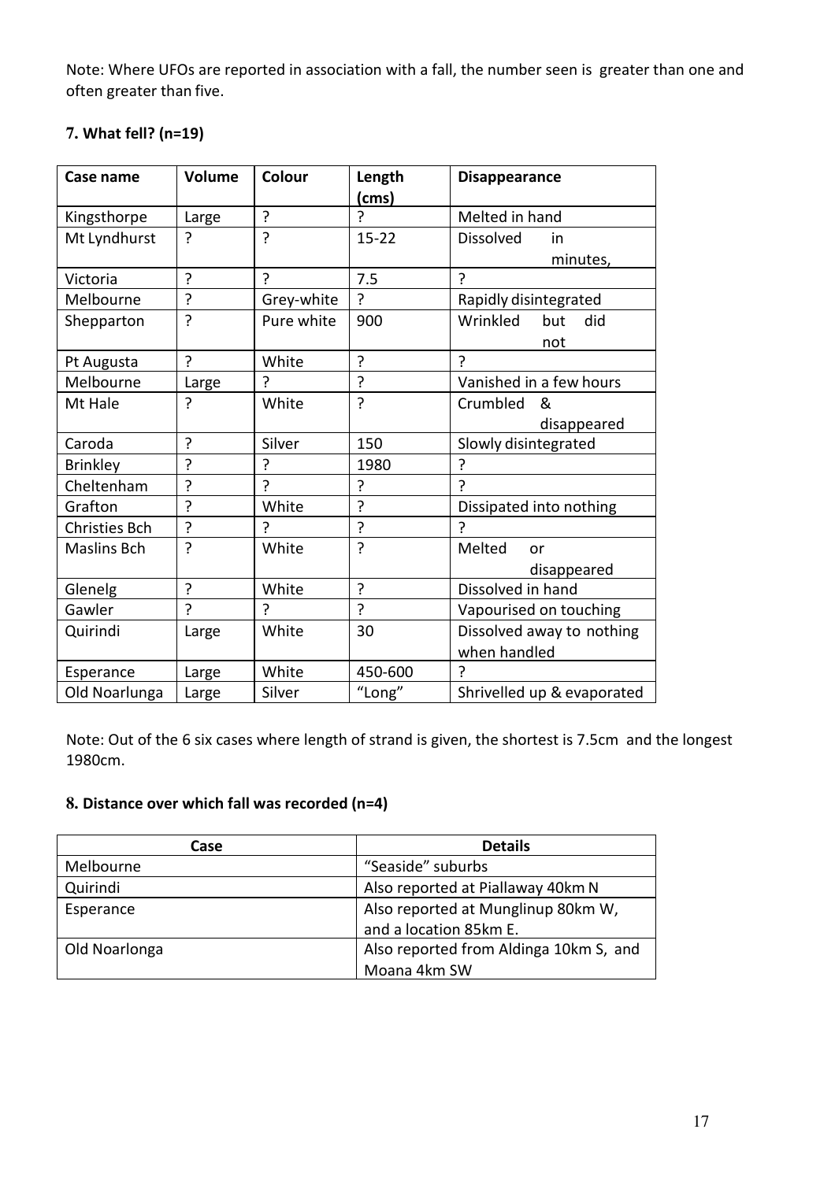Note: Where UFOs are reported in association with a fall, the number seen is greater than one and often greater than five.

### 7. What fell? (n=19)

| Case name | Volume | Colour | Length (cms) | Disappearance |
|---|---|---|---|---|
| Kingsthorpe | Large | ? | ? | Melted in hand |
| Mt Lyndhurst | ? | ? | 15-22 | Dissolved in minutes, |
| Victoria | ? | ? | 7.5 | ? |
| Melbourne | ? | Grey-white | ? | Rapidly disintegrated |
| Shepparton | ? | Pure white | 900 | Wrinkled but did not |
| Pt Augusta | ? | White | ? | ? |
| Melbourne | Large | ? | ? | Vanished in a few hours |
| Mt Hale | ? | White | ? | Crumbled & disappeared |
| Caroda | ? | Silver | 150 | Slowly disintegrated |
| Brinkley | ? | ? | 1980 | ? |
| Cheltenham | ? | ? | ? | ? |
| Grafton | ? | White | ? | Dissipated into nothing |
| Christies Bch | ? | ? | ? | ? |
| Maslins Bch | ? | White | ? | Melted or disappeared |
| Glenelg | ? | White | ? | Dissolved in hand |
| Gawler | ? | ? | ? | Vapourised on touching |
| Quirindi | Large | White | 30 | Dissolved away to nothing when handled |
| Esperance | Large | White | 450-600 | ? |
| Old Noarlunga | Large | Silver | "Long" | Shrivelled up & evaporated |

Note: Out of the 6 six cases where length of strand is given, the shortest is 7.5cm and the longest 1980cm.

### 8. Distance over which fall was recorded (n=4)

| Case | Details |
|---|---|
| Melbourne | "Seaside" suburbs |
| Quirindi | Also reported at Piallaway 40km N |
| Esperance | Also reported at Munglinup 80km W, and a location 85km E. |
| Old Noarlonga | Also reported from Aldinga 10km S, and Moana 4km SW |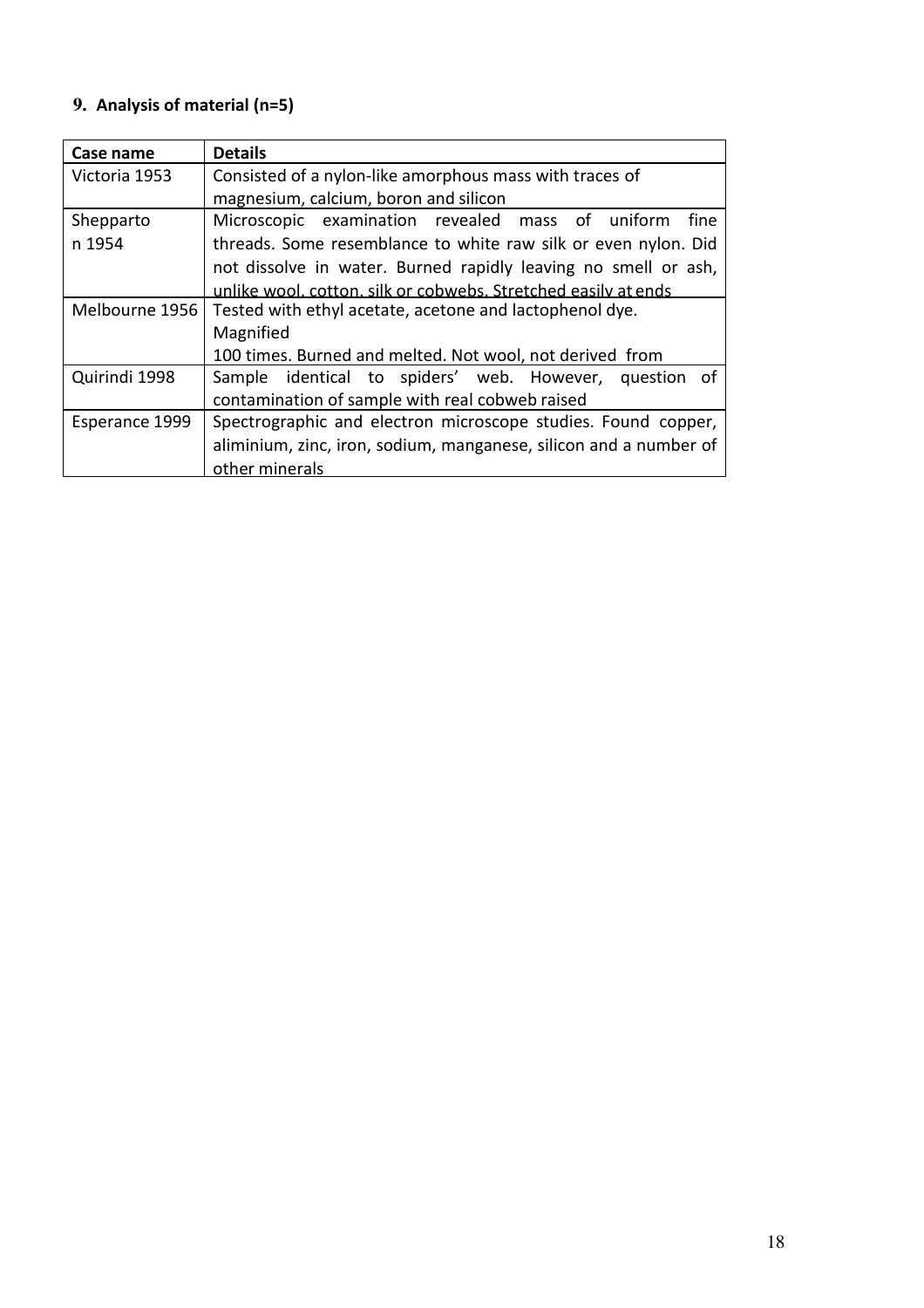## 9. Analysis of material (n=5)

| Case name | Details |
|---|---|
| Victoria 1953 | Consisted of a nylon-like amorphous mass with traces of magnesium, calcium, boron and silicon |
| Shepparton 1954 | Microscopic examination revealed mass of uniform fine threads. Some resemblance to white raw silk or even nylon. Did not dissolve in water. Burned rapidly leaving no smell or ash, unlike wool, cotton, silk or cobwebs. Stretched easily at ends |
| Melbourne 1956 | Tested with ethyl acetate, acetone and lactophenol dye. Magnified 100 times. Burned and melted. Not wool, not derived from |
| Quirindi 1998 | Sample identical to spiders' web. However, question of contamination of sample with real cobweb raised |
| Esperance 1999 | Spectrographic and electron microscope studies. Found copper, aliminium, zinc, iron, sodium, manganese, silicon and a number of other minerals |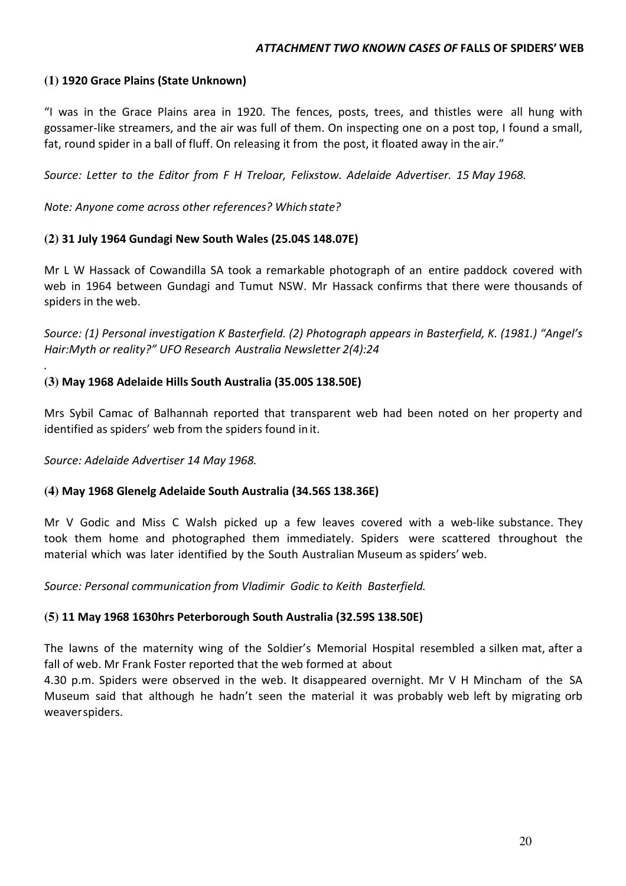## *ATTACHMENT TWO KNOWN CASES OF* FALLS OF SPIDERS' WEB

### (1) 1920 Grace Plains (State Unknown)

"I was in the Grace Plains area in 1920. The fences, posts, trees, and thistles were all hung with gossamer-like streamers, and the air was full of them. On inspecting one on a post top, I found a small, fat, round spider in a ball of fluff. On releasing it from the post, it floated away in the air."

*Source: Letter to the Editor from F H Treloar, Felixstow. Adelaide Advertiser. 15 May 1968.*

*Note: Anyone come across other references? Which state?*

### (2) 31 July 1964 Gundagi New South Wales (25.04S 148.07E)

Mr L W Hassack of Cowandilla SA took a remarkable photograph of an entire paddock covered with web in 1964 between Gundagi and Tumut NSW. Mr Hassack confirms that there were thousands of spiders in the web.

*Source: (1) Personal investigation K Basterfield. (2) Photograph appears in Basterfield, K. (1981.) "Angel's Hair:Myth or reality?" UFO Research Australia Newsletter 2(4):24*

.

### (3) May 1968 Adelaide Hills South Australia (35.00S 138.50E)

Mrs Sybil Camac of Balhannah reported that transparent web had been noted on her property and identified as spiders' web from the spiders found in it.

*Source: Adelaide Advertiser 14 May 1968.*

### (4) May 1968 Glenelg Adelaide South Australia (34.56S 138.36E)

Mr V Godic and Miss C Walsh picked up a few leaves covered with a web-like substance. They took them home and photographed them immediately. Spiders were scattered throughout the material which was later identified by the South Australian Museum as spiders' web.

*Source: Personal communication from Vladimir Godic to Keith Basterfield.*

### (5) 11 May 1968 1630hrs Peterborough South Australia (32.59S 138.50E)

The lawns of the maternity wing of the Soldier's Memorial Hospital resembled a silken mat, after a fall of web. Mr Frank Foster reported that the web formed at about 4.30 p.m. Spiders were observed in the web. It disappeared overnight. Mr V H Mincham of the SA Museum said that although he hadn't seen the material it was probably web left by migrating orb weaver spiders.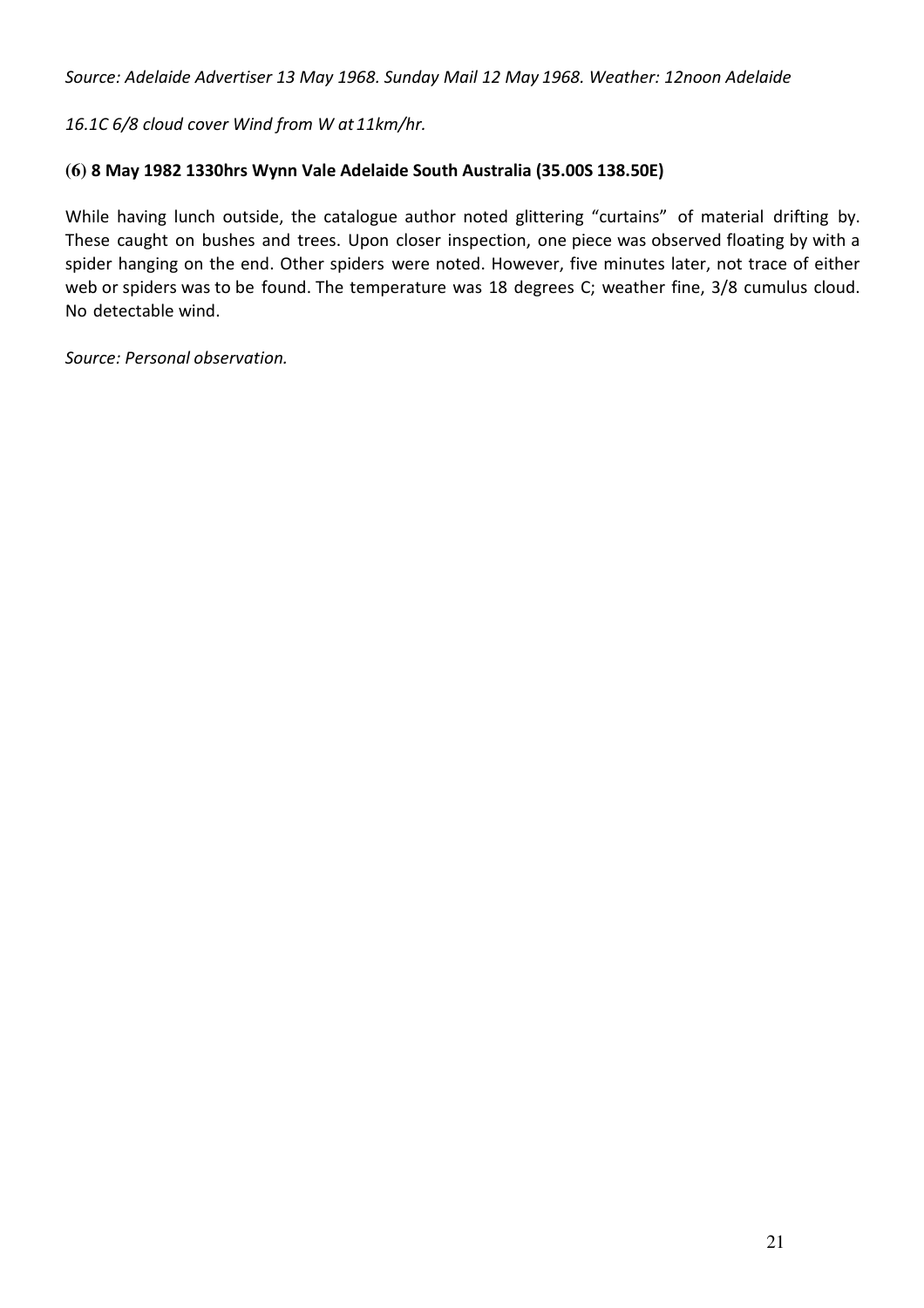*Source: Adelaide Advertiser 13 May 1968. Sunday Mail 12 May 1968. Weather: 12noon Adelaide*

*16.1C 6/8 cloud cover Wind from W at 11km/hr.*

**(6) 8 May 1982 1330hrs Wynn Vale Adelaide South Australia (35.00S 138.50E)**

While having lunch outside, the catalogue author noted glittering "curtains" of material drifting by. These caught on bushes and trees. Upon closer inspection, one piece was observed floating by with a spider hanging on the end. Other spiders were noted. However, five minutes later, not trace of either web or spiders was to be found. The temperature was 18 degrees C; weather fine, 3/8 cumulus cloud. No detectable wind.

*Source: Personal observation.*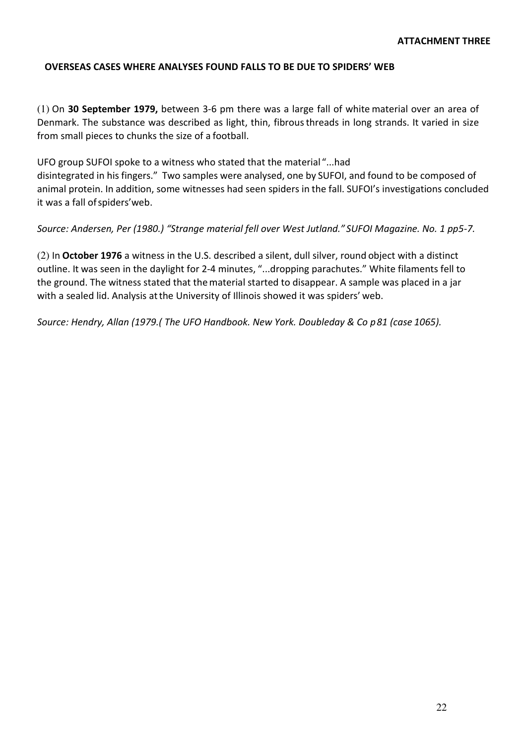**ATTACHMENT THREE**

## OVERSEAS CASES WHERE ANALYSES FOUND FALLS TO BE DUE TO SPIDERS' WEB

(1) On **30 September 1979,** between 3-6 pm there was a large fall of white material over an area of Denmark. The substance was described as light, thin, fibrous threads in long strands. It varied in size from small pieces to chunks the size of a football.

UFO group SUFOI spoke to a witness who stated that the material "...had disintegrated in his fingers." Two samples were analysed, one by SUFOI, and found to be composed of animal protein. In addition, some witnesses had seen spiders in the fall. SUFOI's investigations concluded it was a fall of spiders'web.

*Source: Andersen, Per (1980.) "Strange material fell over West Jutland." SUFOI Magazine. No. 1 pp5-7.*

(2) In **October 1976** a witness in the U.S. described a silent, dull silver, round object with a distinct outline. It was seen in the daylight for 2-4 minutes, "...dropping parachutes." White filaments fell to the ground. The witness stated that the material started to disappear. A sample was placed in a jar with a sealed lid. Analysis at the University of Illinois showed it was spiders' web.

*Source: Hendry, Allan (1979.( The UFO Handbook. New York. Doubleday & Co p81 (case 1065).*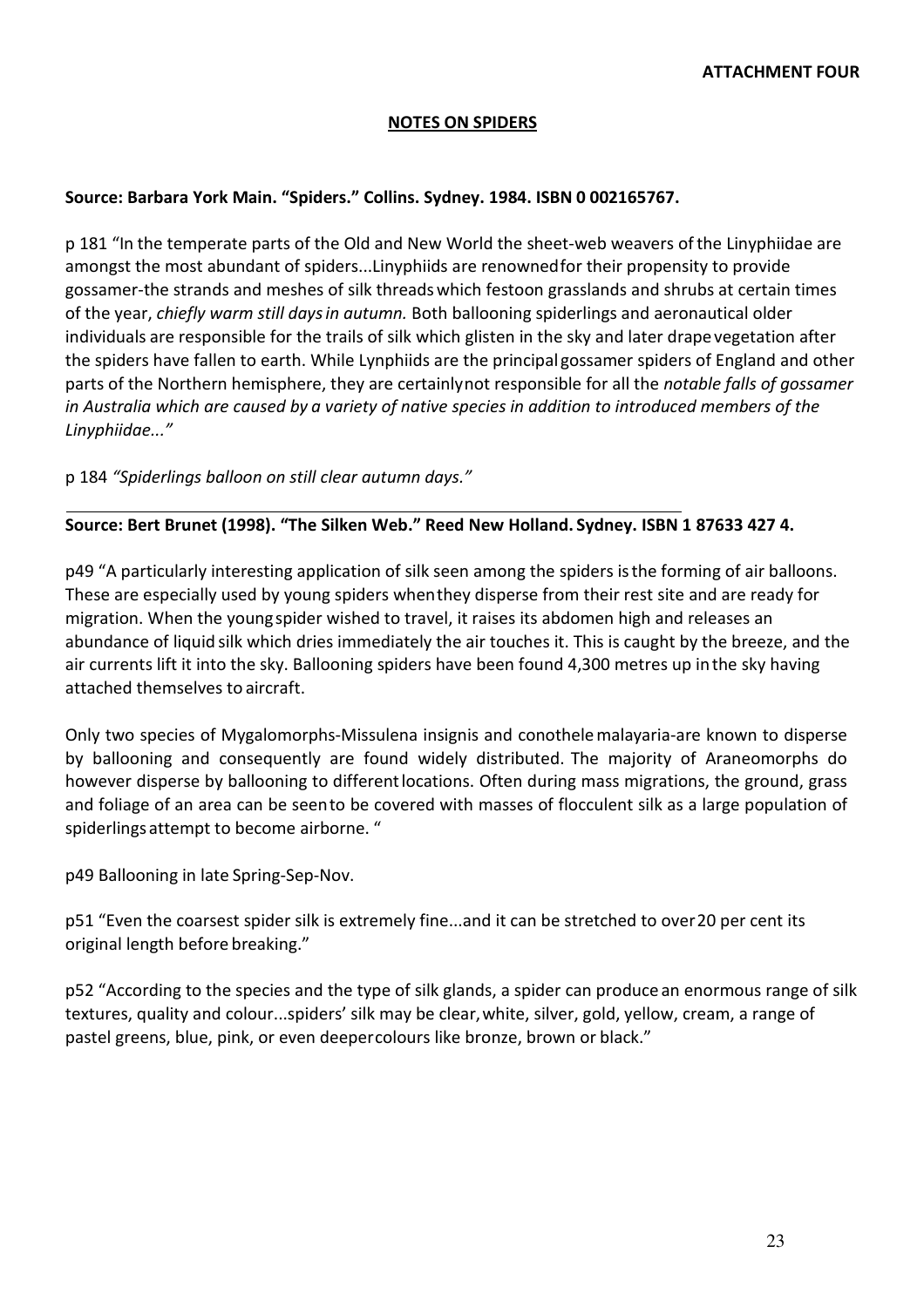**ATTACHMENT FOUR**

## NOTES ON SPIDERS

**Source: Barbara York Main. "Spiders." Collins. Sydney. 1984. ISBN 0 002165767.**

p 181 "In the temperate parts of the Old and New World the sheet-web weavers of the Linyphiidae are amongst the most abundant of spiders...Linyphiids are renowned for their propensity to provide gossamer-the strands and meshes of silk threads which festoon grasslands and shrubs at certain times of the year, *chiefly warm still days in autumn.* Both ballooning spiderlings and aeronautical older individuals are responsible for the trails of silk which glisten in the sky and later drape vegetation after the spiders have fallen to earth. While Lynphiids are the principal gossamer spiders of England and other parts of the Northern hemisphere, they are certainly not responsible for all the *notable falls of gossamer in Australia which are caused by a variety of native species in addition to introduced members of the Linyphiidae..."*

p 184 *"Spiderlings balloon on still clear autumn days."*

---

**Source: Bert Brunet (1998). "The Silken Web." Reed New Holland. Sydney. ISBN 1 87633 427 4.**

p49 "A particularly interesting application of silk seen among the spiders is the forming of air balloons. These are especially used by young spiders when they disperse from their rest site and are ready for migration. When the young spider wished to travel, it raises its abdomen high and releases an abundance of liquid silk which dries immediately the air touches it. This is caught by the breeze, and the air currents lift it into the sky. Ballooning spiders have been found 4,300 metres up in the sky having attached themselves to aircraft.

Only two species of Mygalomorphs-Missulena insignis and conothele malayaria-are known to disperse by ballooning and consequently are found widely distributed. The majority of Araneomorphs do however disperse by ballooning to different locations. Often during mass migrations, the ground, grass and foliage of an area can be seen to be covered with masses of flocculent silk as a large population of spiderlings attempt to become airborne. "

p49 Ballooning in late Spring-Sep-Nov.

p51 "Even the coarsest spider silk is extremely fine...and it can be stretched to over 20 per cent its original length before breaking."

p52 "According to the species and the type of silk glands, a spider can produce an enormous range of silk textures, quality and colour...spiders' silk may be clear, white, silver, gold, yellow, cream, a range of pastel greens, blue, pink, or even deeper colours like bronze, brown or black."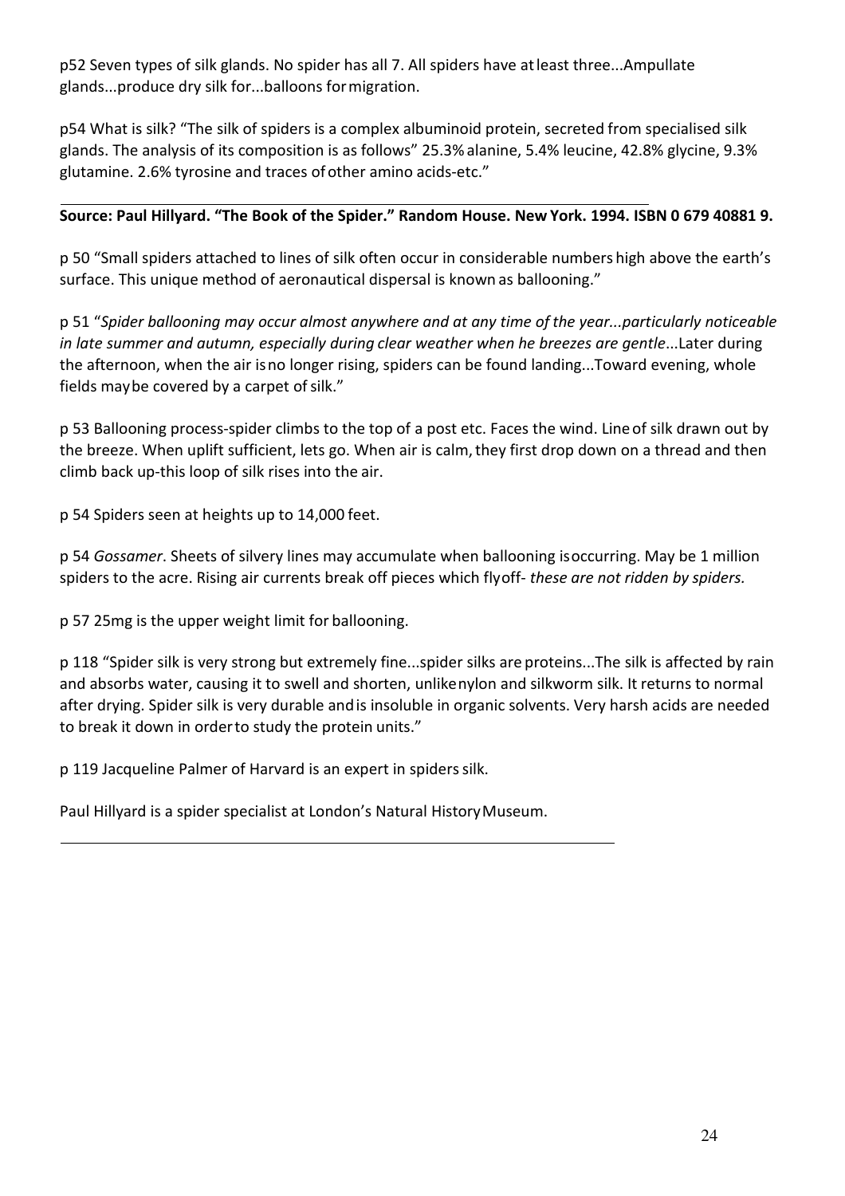p52 Seven types of silk glands. No spider has all 7. All spiders have at least three...Ampullate glands...produce dry silk for...balloons for migration.

p54 What is silk? "The silk of spiders is a complex albuminoid protein, secreted from specialised silk glands. The analysis of its composition is as follows" 25.3% alanine, 5.4% leucine, 42.8% glycine, 9.3% glutamine. 2.6% tyrosine and traces of other amino acids-etc."

---

**Source: Paul Hillyard. "The Book of the Spider." Random House. New York. 1994. ISBN 0 679 40881 9.**

p 50 "Small spiders attached to lines of silk often occur in considerable numbers high above the earth's surface. This unique method of aeronautical dispersal is known as ballooning."

p 51 "*Spider ballooning may occur almost anywhere and at any time of the year...particularly noticeable in late summer and autumn, especially during clear weather when he breezes are gentle*...Later during the afternoon, when the air is no longer rising, spiders can be found landing...Toward evening, whole fields may be covered by a carpet of silk."

p 53 Ballooning process-spider climbs to the top of a post etc. Faces the wind. Line of silk drawn out by the breeze. When uplift sufficient, lets go. When air is calm, they first drop down on a thread and then climb back up-this loop of silk rises into the air.

p 54 Spiders seen at heights up to 14,000 feet.

p 54 *Gossamer*. Sheets of silvery lines may accumulate when ballooning is occurring. May be 1 million spiders to the acre. Rising air currents break off pieces which fly off- *these are not ridden by spiders.*

p 57 25mg is the upper weight limit for ballooning.

p 118 "Spider silk is very strong but extremely fine...spider silks are proteins...The silk is affected by rain and absorbs water, causing it to swell and shorten, unlike nylon and silkworm silk. It returns to normal after drying. Spider silk is very durable and is insoluble in organic solvents. Very harsh acids are needed to break it down in order to study the protein units."

p 119 Jacqueline Palmer of Harvard is an expert in spiders silk.

Paul Hillyard is a spider specialist at London's Natural History Museum.

---